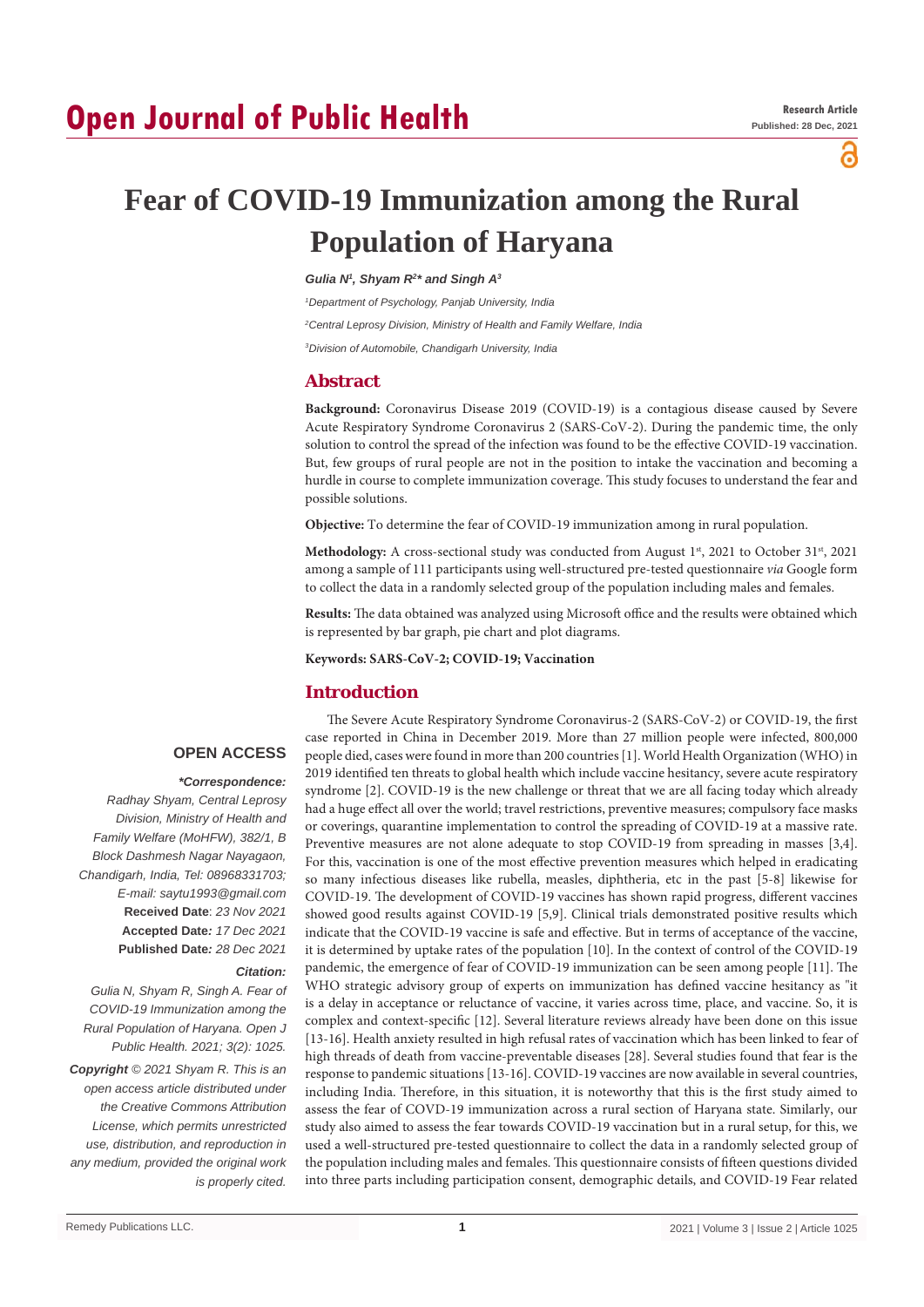# Open Journal of Public Health

**Research Article**
**Published: 28 Dec, 2021**

# Fear of COVID-19 Immunization among the Rural Population of Haryana

***Gulia N[1], Shyam R[2]* and Singh A[3]***

[1]*Department of Psychology, Panjab University, India*

[2]*Central Leprosy Division, Ministry of Health and Family Welfare, India*

[3]*Division of Automobile, Chandigarh University, India*

## Abstract

**Background:** Coronavirus Disease 2019 (COVID-19) is a contagious disease caused by Severe Acute Respiratory Syndrome Coronavirus 2 (SARS-CoV-2). During the pandemic time, the only solution to control the spread of the infection was found to be the effective COVID-19 vaccination. But, few groups of rural people are not in the position to intake the vaccination and becoming a hurdle in course to complete immunization coverage. This study focuses to understand the fear and possible solutions.

**Objective:** To determine the fear of COVID-19 immunization among in rural population.

**Methodology:** A cross-sectional study was conducted from August 1st, 2021 to October 31st, 2021 among a sample of 111 participants using well-structured pre-tested questionnaire *via* Google form to collect the data in a randomly selected group of the population including males and females.

**Results:** The data obtained was analyzed using Microsoft office and the results were obtained which is represented by bar graph, pie chart and plot diagrams.

**Keywords: SARS-CoV-2; COVID-19; Vaccination**

**OPEN ACCESS**

***\*Correspondence:***

*Radhay Shyam, Central Leprosy Division, Ministry of Health and Family Welfare (MoHFW), 382/1, B Block Dashmesh Nagar Nayagaon, Chandigarh, India, Tel: 08968331703; E-mail: saytu1993@gmail.com*

**Received Date**: *23 Nov 2021*
**Accepted Date***: 17 Dec 2021*
**Published Date***: 28 Dec 2021*

***Citation:***

*Gulia N, Shyam R, Singh A. Fear of COVID-19 Immunization among the Rural Population of Haryana. Open J Public Health. 2021; 3(2): 1025.*

***Copyright** © 2021 Shyam R. This is an open access article distributed under the Creative Commons Attribution License, which permits unrestricted use, distribution, and reproduction in any medium, provided the original work is properly cited.*

## Introduction

The Severe Acute Respiratory Syndrome Coronavirus-2 (SARS-CoV-2) or COVID-19, the first case reported in China in December 2019. More than 27 million people were infected, 800,000 people died, cases were found in more than 200 countries [1]. World Health Organization (WHO) in 2019 identified ten threats to global health which include vaccine hesitancy, severe acute respiratory syndrome [2]. COVID-19 is the new challenge or threat that we are all facing today which already had a huge effect all over the world; travel restrictions, preventive measures; compulsory face masks or coverings, quarantine implementation to control the spreading of COVID-19 at a massive rate. Preventive measures are not alone adequate to stop COVID-19 from spreading in masses [3,4]. For this, vaccination is one of the most effective prevention measures which helped in eradicating so many infectious diseases like rubella, measles, diphtheria, etc in the past [5-8] likewise for COVID-19. The development of COVID-19 vaccines has shown rapid progress, different vaccines showed good results against COVID-19 [5,9]. Clinical trials demonstrated positive results which indicate that the COVID-19 vaccine is safe and effective. But in terms of acceptance of the vaccine, it is determined by uptake rates of the population [10]. In the context of control of the COVID-19 pandemic, the emergence of fear of COVID-19 immunization can be seen among people [11]. The WHO strategic advisory group of experts on immunization has defined vaccine hesitancy as "it is a delay in acceptance or reluctance of vaccine, it varies across time, place, and vaccine. So, it is complex and context-specific [12]. Several literature reviews already have been done on this issue [13-16]. Health anxiety resulted in high refusal rates of vaccination which has been linked to fear of high threads of death from vaccine-preventable diseases [28]. Several studies found that fear is the response to pandemic situations [13-16]. COVID-19 vaccines are now available in several countries, including India. Therefore, in this situation, it is noteworthy that this is the first study aimed to assess the fear of COVD-19 immunization across a rural section of Haryana state. Similarly, our study also aimed to assess the fear towards COVID-19 vaccination but in a rural setup, for this, we used a well-structured pre-tested questionnaire to collect the data in a randomly selected group of the population including males and females. This questionnaire consists of fifteen questions divided into three parts including participation consent, demographic details, and COVID-19 Fear related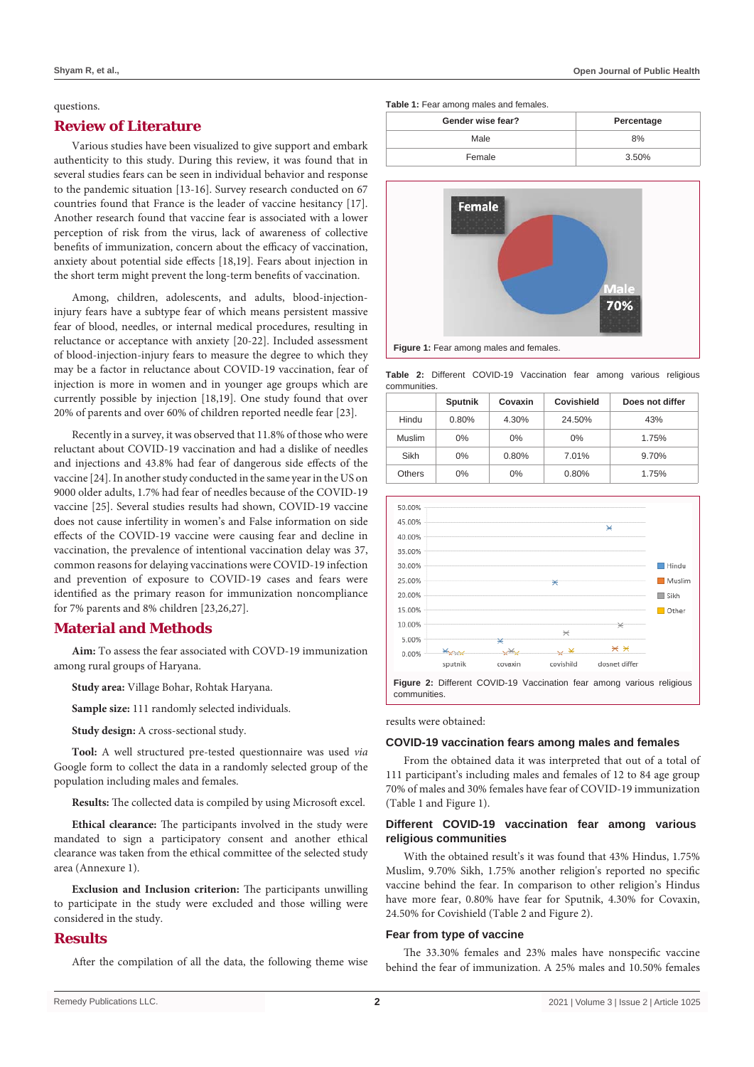questions.

## Review of Literature

Various studies have been visualized to give support and embark authenticity to this study. During this review, it was found that in several studies fears can be seen in individual behavior and response to the pandemic situation [13-16]. Survey research conducted on 67 countries found that France is the leader of vaccine hesitancy [17]. Another research found that vaccine fear is associated with a lower perception of risk from the virus, lack of awareness of collective benefits of immunization, concern about the efficacy of vaccination, anxiety about potential side effects [18,19]. Fears about injection in the short term might prevent the long-term benefits of vaccination.

Among, children, adolescents, and adults, blood-injection-injury fears have a subtype fear of which means persistent massive fear of blood, needles, or internal medical procedures, resulting in reluctance or acceptance with anxiety [20-22]. Included assessment of blood-injection-injury fears to measure the degree to which they may be a factor in reluctance about COVID-19 vaccination, fear of injection is more in women and in younger age groups which are currently possible by injection [18,19]. One study found that over 20% of parents and over 60% of children reported needle fear [23].

Recently in a survey, it was observed that 11.8% of those who were reluctant about COVID-19 vaccination and had a dislike of needles and injections and 43.8% had fear of dangerous side effects of the vaccine [24]. In another study conducted in the same year in the US on 9000 older adults, 1.7% had fear of needles because of the COVID-19 vaccine [25]. Several studies results had shown, COVID-19 vaccine does not cause infertility in women's and False information on side effects of the COVID-19 vaccine were causing fear and decline in vaccination, the prevalence of intentional vaccination delay was 37, common reasons for delaying vaccinations were COVID-19 infection and prevention of exposure to COVID-19 cases and fears were identified as the primary reason for immunization noncompliance for 7% parents and 8% children [23,26,27].

## Material and Methods

**Aim:** To assess the fear associated with COVD-19 immunization among rural groups of Haryana.

**Study area:** Village Bohar, Rohtak Haryana.

**Sample size:** 111 randomly selected individuals.

**Study design:** A cross-sectional study.

**Tool:** A well structured pre-tested questionnaire was used *via* Google form to collect the data in a randomly selected group of the population including males and females.

**Results:** The collected data is compiled by using Microsoft excel.

**Ethical clearance:** The participants involved in the study were mandated to sign a participatory consent and another ethical clearance was taken from the ethical committee of the selected study area (Annexure 1).

**Exclusion and Inclusion criterion:** The participants unwilling to participate in the study were excluded and those willing were considered in the study.

## Results

After the compilation of all the data, the following theme wise results were obtained:

**Table 1:** Fear among males and females.

| Gender wise fear? | Percentage |
|---|---|
| Male | 8% |
| Female | 3.50% |

Figure 1: Fear among males and females.

**Table 2:** Different COVID-19 Vaccination fear among various religious communities.

| | Sputnik | Covaxin | Covishield | Does not differ |
|---|---|---|---|---|
| Hindu | 0.80% | 4.30% | 24.50% | 43% |
| Muslim | 0% | 0% | 0% | 1.75% |
| Sikh | 0% | 0.80% | 7.01% | 9.70% |
| Others | 0% | 0% | 0.80% | 1.75% |

Figure 2: Different COVID-19 Vaccination fear among various religious communities.

### COVID-19 vaccination fears among males and females

From the obtained data it was interpreted that out of a total of 111 participant's including males and females of 12 to 84 age group 70% of males and 30% females have fear of COVID-19 immunization (Table 1 and Figure 1).

### Different COVID-19 vaccination fear among various religious communities

With the obtained result's it was found that 43% Hindus, 1.75% Muslim, 9.70% Sikh, 1.75% another religion's reported no specific vaccine behind the fear. In comparison to other religion's Hindus have more fear, 0.80% have fear for Sputnik, 4.30% for Covaxin, 24.50% for Covishield (Table 2 and Figure 2).

### Fear from type of vaccine

The 33.30% females and 23% males have nonspecific vaccine behind the fear of immunization. A 25% males and 10.50% females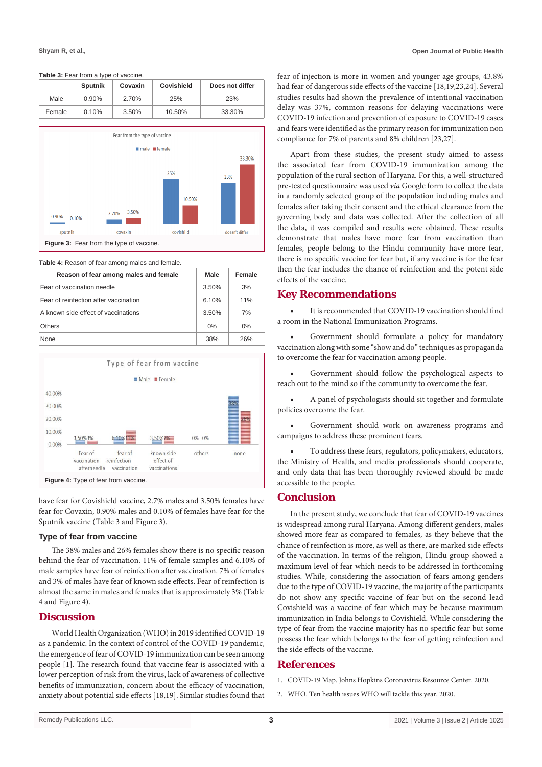**Table 3:** Fear from a type of vaccine.

| | Sputnik | Covaxin | Covishield | Does not differ |
|---|---|---|---|---|
| Male | 0.90% | 2.70% | 25% | 23% |
| Female | 0.10% | 3.50% | 10.50% | 33.30% |

**Figure 3:** Fear from the type of vaccine.

**Table 4:** Reason of fear among males and female.

| Reason of fear among males and female | Male | Female |
|---|---|---|
| Fear of vaccination needle | 3.50% | 3% |
| Fear of reinfection after vaccination | 6.10% | 11% |
| A known side effect of vaccinations | 3.50% | 7% |
| Others | 0% | 0% |
| None | 38% | 26% |

**Figure 4:** Type of fear from vaccine.

have fear for Covishield vaccine, 2.7% males and 3.50% females have fear for Covaxin, 0.90% males and 0.10% of females have fear for the Sputnik vaccine (Table 3 and Figure 3).

### Type of fear from vaccine

The 38% males and 26% females show there is no specific reason behind the fear of vaccination. 11% of female samples and 6.10% of male samples have fear of reinfection after vaccination. 7% of females and 3% of males have fear of known side effects. Fear of reinfection is almost the same in males and females that is approximately 3% (Table 4 and Figure 4).

## Discussion

World Health Organization (WHO) in 2019 identified COVID-19 as a pandemic. In the context of control of the COVID-19 pandemic, the emergence of fear of COVID-19 immunization can be seen among people [1]. The research found that vaccine fear is associated with a lower perception of risk from the virus, lack of awareness of collective benefits of immunization, concern about the efficacy of vaccination, anxiety about potential side effects [18,19]. Similar studies found that fear of injection is more in women and younger age groups, 43.8% had fear of dangerous side effects of the vaccine [18,19,23,24]. Several studies results had shown the prevalence of intentional vaccination delay was 37%, common reasons for delaying vaccinations were COVID-19 infection and prevention of exposure to COVID-19 cases and fears were identified as the primary reason for immunization non compliance for 7% of parents and 8% children [23,27].

Apart from these studies, the present study aimed to assess the associated fear from COVID-19 immunization among the population of the rural section of Haryana. For this, a well-structured pre-tested questionnaire was used *via* Google form to collect the data in a randomly selected group of the population including males and females after taking their consent and the ethical clearance from the governing body and data was collected. After the collection of all the data, it was compiled and results were obtained. These results demonstrate that males have more fear from vaccination than females, people belong to the Hindu community have more fear, there is no specific vaccine for fear but, if any vaccine is for the fear then the fear includes the chance of reinfection and the potent side effects of the vaccine.

## Key Recommendations

- It is recommended that COVID-19 vaccination should find a room in the National Immunization Programs.
- Government should formulate a policy for mandatory vaccination along with some "show and do" techniques as propaganda to overcome the fear for vaccination among people.
- Government should follow the psychological aspects to reach out to the mind so if the community to overcome the fear.
- A panel of psychologists should sit together and formulate policies overcome the fear.
- Government should work on awareness programs and campaigns to address these prominent fears.
- To address these fears, regulators, policymakers, educators, the Ministry of Health, and media professionals should cooperate, and only data that has been thoroughly reviewed should be made accessible to the people.

## Conclusion

In the present study, we conclude that fear of COVID-19 vaccines is widespread among rural Haryana. Among different genders, males showed more fear as compared to females, as they believe that the chance of reinfection is more, as well as there, are marked side effects of the vaccination. In terms of the religion, Hindu group showed a maximum level of fear which needs to be addressed in forthcoming studies. While, considering the association of fears among genders due to the type of COVID-19 vaccine, the majority of the participants do not show any specific vaccine of fear but on the second lead Covishield was a vaccine of fear which may be because maximum immunization in India belongs to Covishield. While considering the type of fear from the vaccine majority has no specific fear but some possess the fear which belongs to the fear of getting reinfection and the side effects of the vaccine.

## References

1. COVID-19 Map. Johns Hopkins Coronavirus Resource Center. 2020.
2. WHO. Ten health issues WHO will tackle this year. 2020.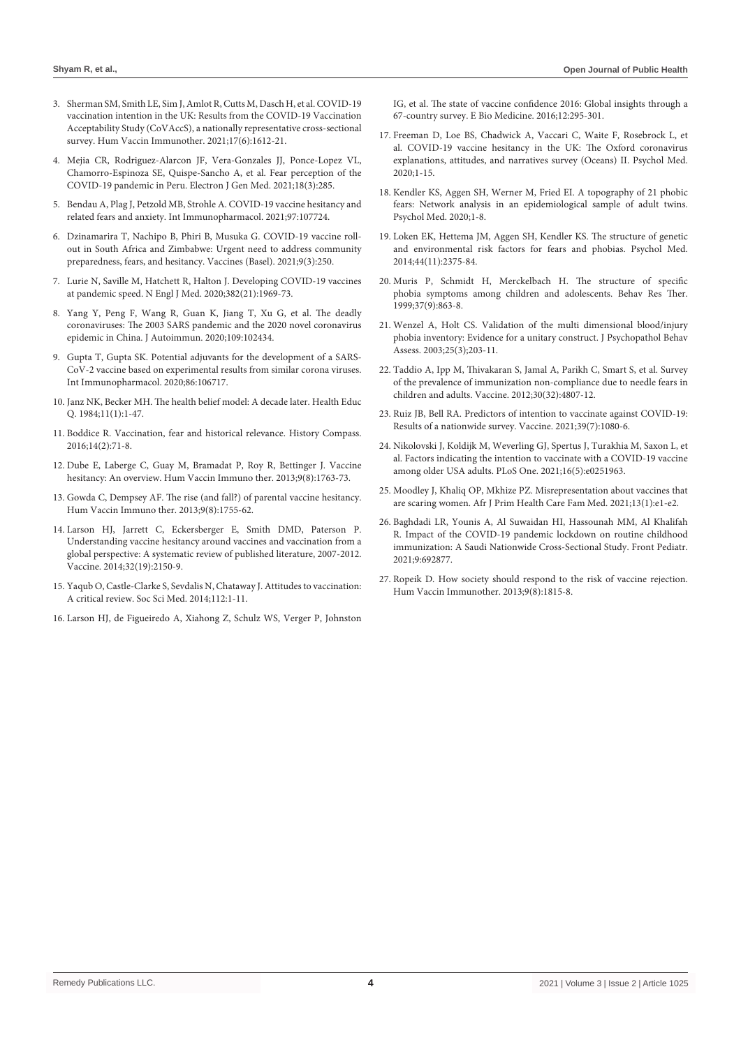3. Sherman SM, Smith LE, Sim J, Amlot R, Cutts M, Dasch H, et al. COVID-19 vaccination intention in the UK: Results from the COVID-19 Vaccination Acceptability Study (CoVAccS), a nationally representative cross-sectional survey. Hum Vaccin Immunother. 2021;17(6):1612-21.

4. Mejia CR, Rodriguez-Alarcon JF, Vera-Gonzales JJ, Ponce-Lopez VL, Chamorro-Espinoza SE, Quispe-Sancho A, et al. Fear perception of the COVID-19 pandemic in Peru. Electron J Gen Med. 2021;18(3):285.

5. Bendau A, Plag J, Petzold MB, Strohle A. COVID-19 vaccine hesitancy and related fears and anxiety. Int Immunopharmacol. 2021;97:107724.

6. Dzinamarira T, Nachipo B, Phiri B, Musuka G. COVID-19 vaccine roll-out in South Africa and Zimbabwe: Urgent need to address community preparedness, fears, and hesitancy. Vaccines (Basel). 2021;9(3):250.

7. Lurie N, Saville M, Hatchett R, Halton J. Developing COVID-19 vaccines at pandemic speed. N Engl J Med. 2020;382(21):1969-73.

8. Yang Y, Peng F, Wang R, Guan K, Jiang T, Xu G, et al. The deadly coronaviruses: The 2003 SARS pandemic and the 2020 novel coronavirus epidemic in China. J Autoimmun. 2020;109:102434.

9. Gupta T, Gupta SK. Potential adjuvants for the development of a SARS-CoV-2 vaccine based on experimental results from similar corona viruses. Int Immunopharmacol. 2020;86:106717.

10. Janz NK, Becker MH. The health belief model: A decade later. Health Educ Q. 1984;11(1):1-47.

11. Boddice R. Vaccination, fear and historical relevance. History Compass. 2016;14(2):71-8.

12. Dube E, Laberge C, Guay M, Bramadat P, Roy R, Bettinger J. Vaccine hesitancy: An overview. Hum Vaccin Immuno ther. 2013;9(8):1763-73.

13. Gowda C, Dempsey AF. The rise (and fall?) of parental vaccine hesitancy. Hum Vaccin Immuno ther. 2013;9(8):1755-62.

14. Larson HJ, Jarrett C, Eckersberger E, Smith DMD, Paterson P. Understanding vaccine hesitancy around vaccines and vaccination from a global perspective: A systematic review of published literature, 2007-2012. Vaccine. 2014;32(19):2150-9.

15. Yaqub O, Castle-Clarke S, Sevdalis N, Chataway J. Attitudes to vaccination: A critical review. Soc Sci Med. 2014;112:1-11.

16. Larson HJ, de Figueiredo A, Xiahong Z, Schulz WS, Verger P, Johnston IG, et al. The state of vaccine confidence 2016: Global insights through a 67-country survey. E Bio Medicine. 2016;12:295-301.

17. Freeman D, Loe BS, Chadwick A, Vaccari C, Waite F, Rosebrock L, et al. COVID-19 vaccine hesitancy in the UK: The Oxford coronavirus explanations, attitudes, and narratives survey (Oceans) II. Psychol Med. 2020;1-15.

18. Kendler KS, Aggen SH, Werner M, Fried EI. A topography of 21 phobic fears: Network analysis in an epidemiological sample of adult twins. Psychol Med. 2020;1-8.

19. Loken EK, Hettema JM, Aggen SH, Kendler KS. The structure of genetic and environmental risk factors for fears and phobias. Psychol Med. 2014;44(11):2375-84.

20. Muris P, Schmidt H, Merckelbach H. The structure of specific phobia symptoms among children and adolescents. Behav Res Ther. 1999;37(9):863-8.

21. Wenzel A, Holt CS. Validation of the multi dimensional blood/injury phobia inventory: Evidence for a unitary construct. J Psychopathol Behav Assess. 2003;25(3);203-11.

22. Taddio A, Ipp M, Thivakaran S, Jamal A, Parikh C, Smart S, et al. Survey of the prevalence of immunization non-compliance due to needle fears in children and adults. Vaccine. 2012;30(32):4807-12.

23. Ruiz JB, Bell RA. Predictors of intention to vaccinate against COVID-19: Results of a nationwide survey. Vaccine. 2021;39(7):1080-6.

24. Nikolovski J, Koldijk M, Weverling GJ, Spertus J, Turakhia M, Saxon L, et al. Factors indicating the intention to vaccinate with a COVID-19 vaccine among older USA adults. PLoS One. 2021;16(5):e0251963.

25. Moodley J, Khaliq OP, Mkhize PZ. Misrepresentation about vaccines that are scaring women. Afr J Prim Health Care Fam Med. 2021;13(1):e1-e2.

26. Baghdadi LR, Younis A, Al Suwaidan HI, Hassounah MM, Al Khalifah R. Impact of the COVID-19 pandemic lockdown on routine childhood immunization: A Saudi Nationwide Cross-Sectional Study. Front Pediatr. 2021;9:692877.

27. Ropeik D. How society should respond to the risk of vaccine rejection. Hum Vaccin Immunother. 2013;9(8):1815-8.